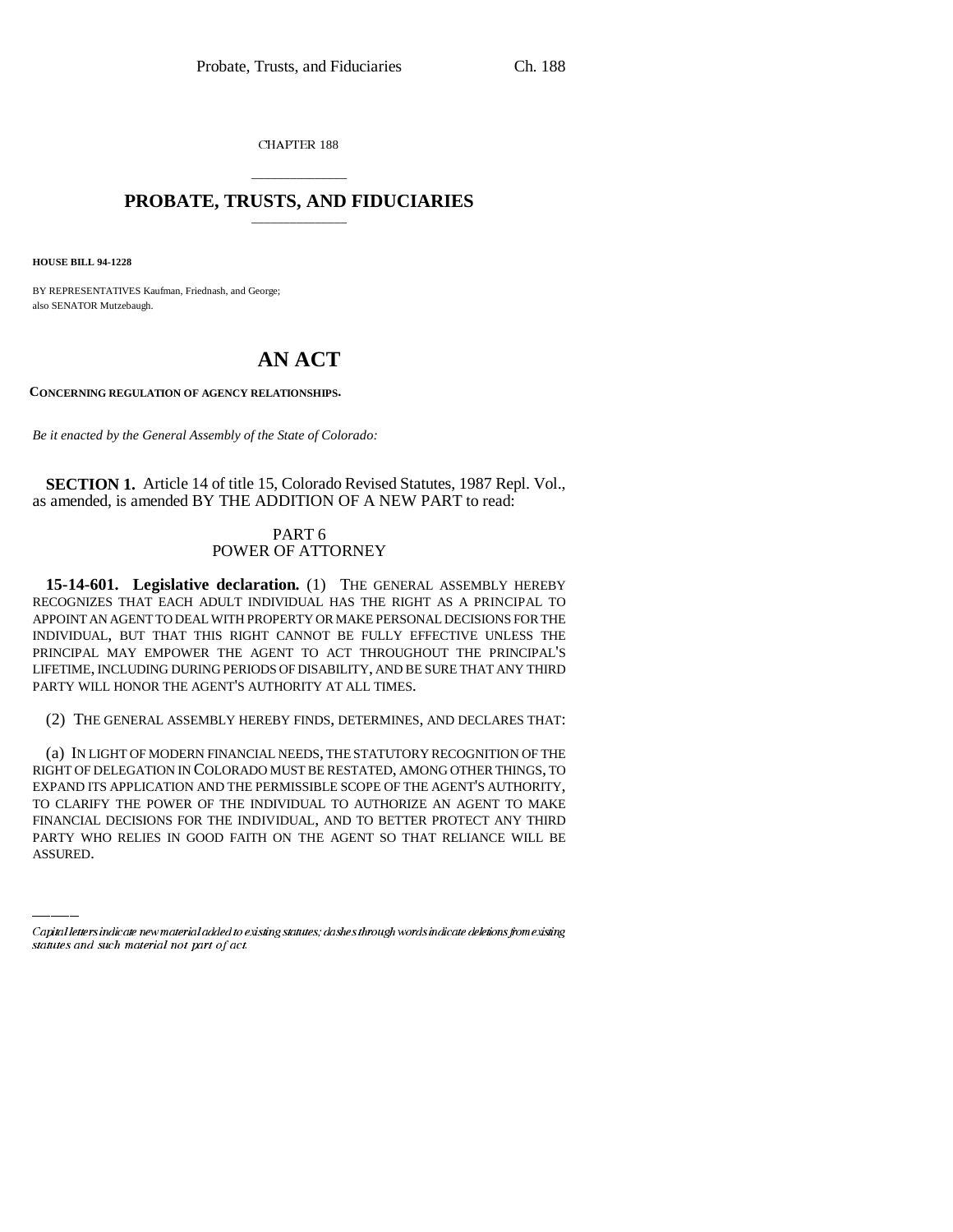CHAPTER 188

# PROBATE, TRUSTS, AND FIDUCIARIES

**HOUSE BILL 94-1228**

BY REPRESENTATIVES Kaufman, Friednash, and George;
also SENATOR Mutzebaugh.

# AN ACT

**CONCERNING REGULATION OF AGENCY RELATIONSHIPS.**

*Be it enacted by the General Assembly of the State of Colorado:*

**SECTION 1.** Article 14 of title 15, Colorado Revised Statutes, 1987 Repl. Vol., as amended, is amended BY THE ADDITION OF A NEW PART to read:

PART 6
POWER OF ATTORNEY

**15-14-601. Legislative declaration.** (1) THE GENERAL ASSEMBLY HEREBY RECOGNIZES THAT EACH ADULT INDIVIDUAL HAS THE RIGHT AS A PRINCIPAL TO APPOINT AN AGENT TO DEAL WITH PROPERTY OR MAKE PERSONAL DECISIONS FOR THE INDIVIDUAL, BUT THAT THIS RIGHT CANNOT BE FULLY EFFECTIVE UNLESS THE PRINCIPAL MAY EMPOWER THE AGENT TO ACT THROUGHOUT THE PRINCIPAL'S LIFETIME, INCLUDING DURING PERIODS OF DISABILITY, AND BE SURE THAT ANY THIRD PARTY WILL HONOR THE AGENT'S AUTHORITY AT ALL TIMES.

(2) THE GENERAL ASSEMBLY HEREBY FINDS, DETERMINES, AND DECLARES THAT:

(a) IN LIGHT OF MODERN FINANCIAL NEEDS, THE STATUTORY RECOGNITION OF THE RIGHT OF DELEGATION IN COLORADO MUST BE RESTATED, AMONG OTHER THINGS, TO EXPAND ITS APPLICATION AND THE PERMISSIBLE SCOPE OF THE AGENT'S AUTHORITY, TO CLARIFY THE POWER OF THE INDIVIDUAL TO AUTHORIZE AN AGENT TO MAKE FINANCIAL DECISIONS FOR THE INDIVIDUAL, AND TO BETTER PROTECT ANY THIRD PARTY WHO RELIES IN GOOD FAITH ON THE AGENT SO THAT RELIANCE WILL BE ASSURED.

Capital letters indicate new material added to existing statutes; dashes through words indicate deletions from existing statutes and such material not part of act.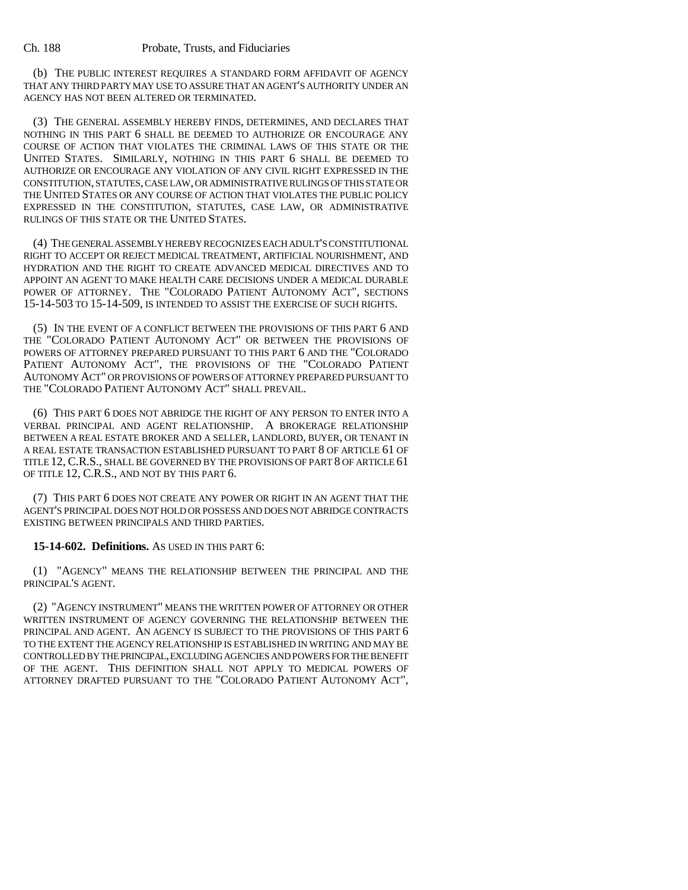(b) THE PUBLIC INTEREST REQUIRES A STANDARD FORM AFFIDAVIT OF AGENCY THAT ANY THIRD PARTY MAY USE TO ASSURE THAT AN AGENT'S AUTHORITY UNDER AN AGENCY HAS NOT BEEN ALTERED OR TERMINATED.

(3) THE GENERAL ASSEMBLY HEREBY FINDS, DETERMINES, AND DECLARES THAT NOTHING IN THIS PART 6 SHALL BE DEEMED TO AUTHORIZE OR ENCOURAGE ANY COURSE OF ACTION THAT VIOLATES THE CRIMINAL LAWS OF THIS STATE OR THE UNITED STATES. SIMILARLY, NOTHING IN THIS PART 6 SHALL BE DEEMED TO AUTHORIZE OR ENCOURAGE ANY VIOLATION OF ANY CIVIL RIGHT EXPRESSED IN THE CONSTITUTION, STATUTES, CASE LAW, OR ADMINISTRATIVE RULINGS OF THIS STATE OR THE UNITED STATES OR ANY COURSE OF ACTION THAT VIOLATES THE PUBLIC POLICY EXPRESSED IN THE CONSTITUTION, STATUTES, CASE LAW, OR ADMINISTRATIVE RULINGS OF THIS STATE OR THE UNITED STATES.

(4) THE GENERAL ASSEMBLY HEREBY RECOGNIZES EACH ADULT'S CONSTITUTIONAL RIGHT TO ACCEPT OR REJECT MEDICAL TREATMENT, ARTIFICIAL NOURISHMENT, AND HYDRATION AND THE RIGHT TO CREATE ADVANCED MEDICAL DIRECTIVES AND TO APPOINT AN AGENT TO MAKE HEALTH CARE DECISIONS UNDER A MEDICAL DURABLE POWER OF ATTORNEY. THE "COLORADO PATIENT AUTONOMY ACT", SECTIONS 15-14-503 TO 15-14-509, IS INTENDED TO ASSIST THE EXERCISE OF SUCH RIGHTS.

(5) IN THE EVENT OF A CONFLICT BETWEEN THE PROVISIONS OF THIS PART 6 AND THE "COLORADO PATIENT AUTONOMY ACT" OR BETWEEN THE PROVISIONS OF POWERS OF ATTORNEY PREPARED PURSUANT TO THIS PART 6 AND THE "COLORADO PATIENT AUTONOMY ACT", THE PROVISIONS OF THE "COLORADO PATIENT AUTONOMY ACT" OR PROVISIONS OF POWERS OF ATTORNEY PREPARED PURSUANT TO THE "COLORADO PATIENT AUTONOMY ACT" SHALL PREVAIL.

(6) THIS PART 6 DOES NOT ABRIDGE THE RIGHT OF ANY PERSON TO ENTER INTO A VERBAL PRINCIPAL AND AGENT RELATIONSHIP. A BROKERAGE RELATIONSHIP BETWEEN A REAL ESTATE BROKER AND A SELLER, LANDLORD, BUYER, OR TENANT IN A REAL ESTATE TRANSACTION ESTABLISHED PURSUANT TO PART 8 OF ARTICLE 61 OF TITLE 12, C.R.S., SHALL BE GOVERNED BY THE PROVISIONS OF PART 8 OF ARTICLE 61 OF TITLE 12, C.R.S., AND NOT BY THIS PART 6.

(7) THIS PART 6 DOES NOT CREATE ANY POWER OR RIGHT IN AN AGENT THAT THE AGENT'S PRINCIPAL DOES NOT HOLD OR POSSESS AND DOES NOT ABRIDGE CONTRACTS EXISTING BETWEEN PRINCIPALS AND THIRD PARTIES.

**15-14-602. Definitions.** AS USED IN THIS PART 6:

(1) "AGENCY" MEANS THE RELATIONSHIP BETWEEN THE PRINCIPAL AND THE PRINCIPAL'S AGENT.

(2) "AGENCY INSTRUMENT" MEANS THE WRITTEN POWER OF ATTORNEY OR OTHER WRITTEN INSTRUMENT OF AGENCY GOVERNING THE RELATIONSHIP BETWEEN THE PRINCIPAL AND AGENT. AN AGENCY IS SUBJECT TO THE PROVISIONS OF THIS PART 6 TO THE EXTENT THE AGENCY RELATIONSHIP IS ESTABLISHED IN WRITING AND MAY BE CONTROLLED BY THE PRINCIPAL, EXCLUDING AGENCIES AND POWERS FOR THE BENEFIT OF THE AGENT. THIS DEFINITION SHALL NOT APPLY TO MEDICAL POWERS OF ATTORNEY DRAFTED PURSUANT TO THE "COLORADO PATIENT AUTONOMY ACT",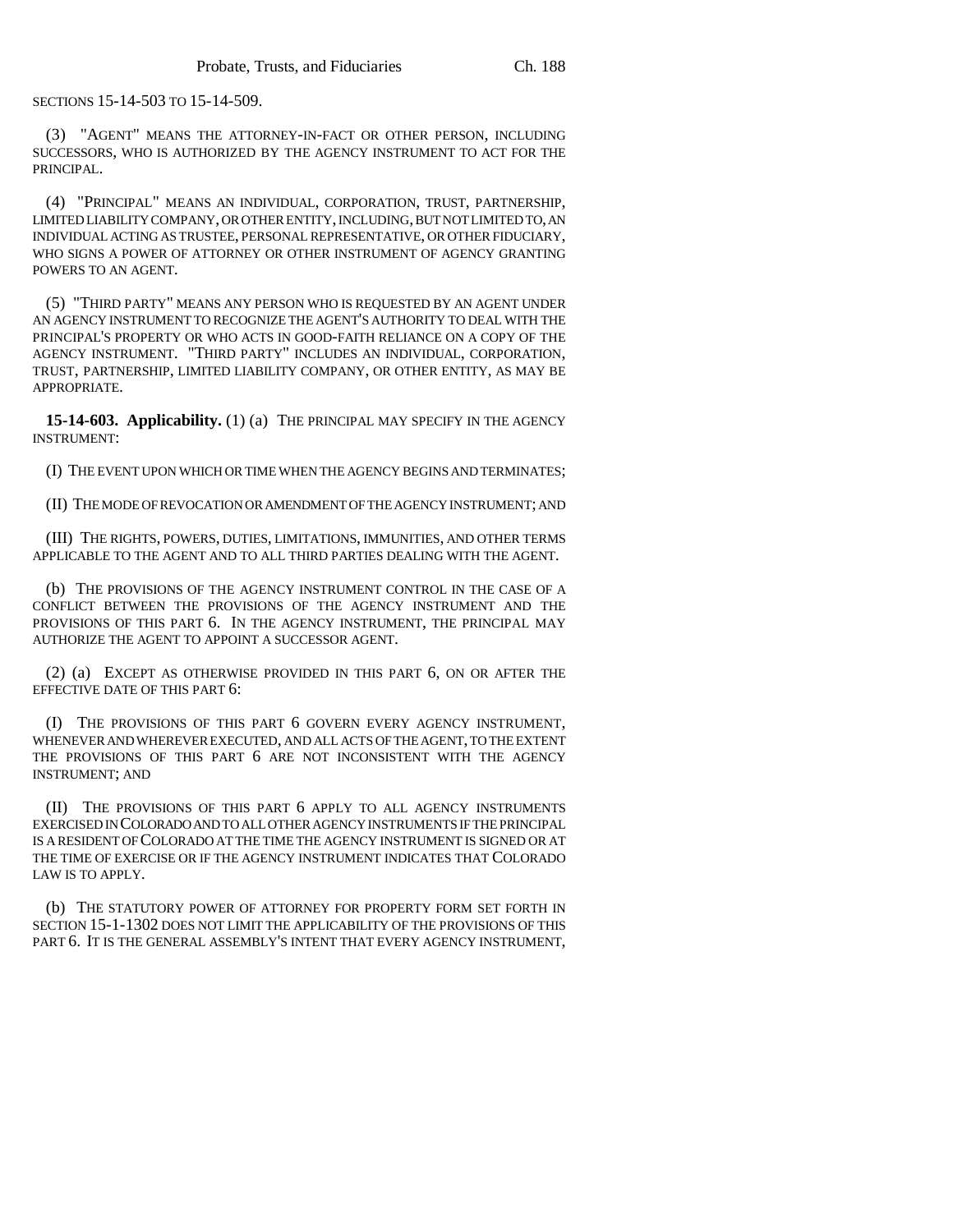SECTIONS 15-14-503 TO 15-14-509.

(3) "AGENT" MEANS THE ATTORNEY-IN-FACT OR OTHER PERSON, INCLUDING SUCCESSORS, WHO IS AUTHORIZED BY THE AGENCY INSTRUMENT TO ACT FOR THE PRINCIPAL.

(4) "PRINCIPAL" MEANS AN INDIVIDUAL, CORPORATION, TRUST, PARTNERSHIP, LIMITED LIABILITY COMPANY, OR OTHER ENTITY, INCLUDING, BUT NOT LIMITED TO, AN INDIVIDUAL ACTING AS TRUSTEE, PERSONAL REPRESENTATIVE, OR OTHER FIDUCIARY, WHO SIGNS A POWER OF ATTORNEY OR OTHER INSTRUMENT OF AGENCY GRANTING POWERS TO AN AGENT.

(5) "THIRD PARTY" MEANS ANY PERSON WHO IS REQUESTED BY AN AGENT UNDER AN AGENCY INSTRUMENT TO RECOGNIZE THE AGENT'S AUTHORITY TO DEAL WITH THE PRINCIPAL'S PROPERTY OR WHO ACTS IN GOOD-FAITH RELIANCE ON A COPY OF THE AGENCY INSTRUMENT. "THIRD PARTY" INCLUDES AN INDIVIDUAL, CORPORATION, TRUST, PARTNERSHIP, LIMITED LIABILITY COMPANY, OR OTHER ENTITY, AS MAY BE APPROPRIATE.

**15-14-603. Applicability.** (1) (a) THE PRINCIPAL MAY SPECIFY IN THE AGENCY INSTRUMENT:

(I) THE EVENT UPON WHICH OR TIME WHEN THE AGENCY BEGINS AND TERMINATES;

(II) THE MODE OF REVOCATION OR AMENDMENT OF THE AGENCY INSTRUMENT; AND

(III) THE RIGHTS, POWERS, DUTIES, LIMITATIONS, IMMUNITIES, AND OTHER TERMS APPLICABLE TO THE AGENT AND TO ALL THIRD PARTIES DEALING WITH THE AGENT.

(b) THE PROVISIONS OF THE AGENCY INSTRUMENT CONTROL IN THE CASE OF A CONFLICT BETWEEN THE PROVISIONS OF THE AGENCY INSTRUMENT AND THE PROVISIONS OF THIS PART 6. IN THE AGENCY INSTRUMENT, THE PRINCIPAL MAY AUTHORIZE THE AGENT TO APPOINT A SUCCESSOR AGENT.

(2) (a) EXCEPT AS OTHERWISE PROVIDED IN THIS PART 6, ON OR AFTER THE EFFECTIVE DATE OF THIS PART 6:

(I) THE PROVISIONS OF THIS PART 6 GOVERN EVERY AGENCY INSTRUMENT, WHENEVER AND WHEREVER EXECUTED, AND ALL ACTS OF THE AGENT, TO THE EXTENT THE PROVISIONS OF THIS PART 6 ARE NOT INCONSISTENT WITH THE AGENCY INSTRUMENT; AND

(II) THE PROVISIONS OF THIS PART 6 APPLY TO ALL AGENCY INSTRUMENTS EXERCISED IN COLORADO AND TO ALL OTHER AGENCY INSTRUMENTS IF THE PRINCIPAL IS A RESIDENT OF COLORADO AT THE TIME THE AGENCY INSTRUMENT IS SIGNED OR AT THE TIME OF EXERCISE OR IF THE AGENCY INSTRUMENT INDICATES THAT COLORADO LAW IS TO APPLY.

(b) THE STATUTORY POWER OF ATTORNEY FOR PROPERTY FORM SET FORTH IN SECTION 15-1-1302 DOES NOT LIMIT THE APPLICABILITY OF THE PROVISIONS OF THIS PART 6. IT IS THE GENERAL ASSEMBLY'S INTENT THAT EVERY AGENCY INSTRUMENT,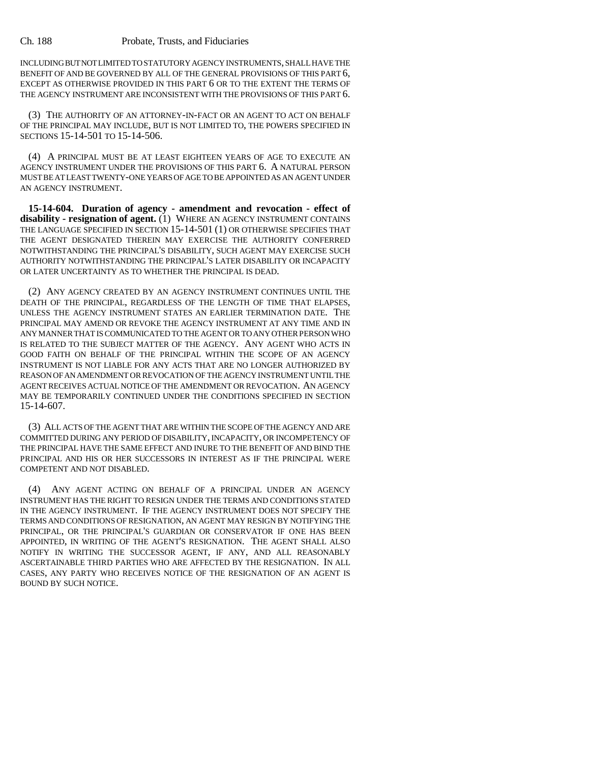INCLUDING BUT NOT LIMITED TO STATUTORY AGENCY INSTRUMENTS, SHALL HAVE THE BENEFIT OF AND BE GOVERNED BY ALL OF THE GENERAL PROVISIONS OF THIS PART 6, EXCEPT AS OTHERWISE PROVIDED IN THIS PART 6 OR TO THE EXTENT THE TERMS OF THE AGENCY INSTRUMENT ARE INCONSISTENT WITH THE PROVISIONS OF THIS PART 6.

(3) THE AUTHORITY OF AN ATTORNEY-IN-FACT OR AN AGENT TO ACT ON BEHALF OF THE PRINCIPAL MAY INCLUDE, BUT IS NOT LIMITED TO, THE POWERS SPECIFIED IN SECTIONS 15-14-501 TO 15-14-506.

(4) A PRINCIPAL MUST BE AT LEAST EIGHTEEN YEARS OF AGE TO EXECUTE AN AGENCY INSTRUMENT UNDER THE PROVISIONS OF THIS PART 6. A NATURAL PERSON MUST BE AT LEAST TWENTY-ONE YEARS OF AGE TO BE APPOINTED AS AN AGENT UNDER AN AGENCY INSTRUMENT.

**15-14-604. Duration of agency - amendment and revocation - effect of disability - resignation of agent.** (1) WHERE AN AGENCY INSTRUMENT CONTAINS THE LANGUAGE SPECIFIED IN SECTION 15-14-501 (1) OR OTHERWISE SPECIFIES THAT THE AGENT DESIGNATED THEREIN MAY EXERCISE THE AUTHORITY CONFERRED NOTWITHSTANDING THE PRINCIPAL'S DISABILITY, SUCH AGENT MAY EXERCISE SUCH AUTHORITY NOTWITHSTANDING THE PRINCIPAL'S LATER DISABILITY OR INCAPACITY OR LATER UNCERTAINTY AS TO WHETHER THE PRINCIPAL IS DEAD.

(2) ANY AGENCY CREATED BY AN AGENCY INSTRUMENT CONTINUES UNTIL THE DEATH OF THE PRINCIPAL, REGARDLESS OF THE LENGTH OF TIME THAT ELAPSES, UNLESS THE AGENCY INSTRUMENT STATES AN EARLIER TERMINATION DATE. THE PRINCIPAL MAY AMEND OR REVOKE THE AGENCY INSTRUMENT AT ANY TIME AND IN ANY MANNER THAT IS COMMUNICATED TO THE AGENT OR TO ANY OTHER PERSON WHO IS RELATED TO THE SUBJECT MATTER OF THE AGENCY. ANY AGENT WHO ACTS IN GOOD FAITH ON BEHALF OF THE PRINCIPAL WITHIN THE SCOPE OF AN AGENCY INSTRUMENT IS NOT LIABLE FOR ANY ACTS THAT ARE NO LONGER AUTHORIZED BY REASON OF AN AMENDMENT OR REVOCATION OF THE AGENCY INSTRUMENT UNTIL THE AGENT RECEIVES ACTUAL NOTICE OF THE AMENDMENT OR REVOCATION. AN AGENCY MAY BE TEMPORARILY CONTINUED UNDER THE CONDITIONS SPECIFIED IN SECTION 15-14-607.

(3) ALL ACTS OF THE AGENT THAT ARE WITHIN THE SCOPE OF THE AGENCY AND ARE COMMITTED DURING ANY PERIOD OF DISABILITY, INCAPACITY, OR INCOMPETENCY OF THE PRINCIPAL HAVE THE SAME EFFECT AND INURE TO THE BENEFIT OF AND BIND THE PRINCIPAL AND HIS OR HER SUCCESSORS IN INTEREST AS IF THE PRINCIPAL WERE COMPETENT AND NOT DISABLED.

(4) ANY AGENT ACTING ON BEHALF OF A PRINCIPAL UNDER AN AGENCY INSTRUMENT HAS THE RIGHT TO RESIGN UNDER THE TERMS AND CONDITIONS STATED IN THE AGENCY INSTRUMENT. IF THE AGENCY INSTRUMENT DOES NOT SPECIFY THE TERMS AND CONDITIONS OF RESIGNATION, AN AGENT MAY RESIGN BY NOTIFYING THE PRINCIPAL, OR THE PRINCIPAL'S GUARDIAN OR CONSERVATOR IF ONE HAS BEEN APPOINTED, IN WRITING OF THE AGENT'S RESIGNATION. THE AGENT SHALL ALSO NOTIFY IN WRITING THE SUCCESSOR AGENT, IF ANY, AND ALL REASONABLY ASCERTAINABLE THIRD PARTIES WHO ARE AFFECTED BY THE RESIGNATION. IN ALL CASES, ANY PARTY WHO RECEIVES NOTICE OF THE RESIGNATION OF AN AGENT IS BOUND BY SUCH NOTICE.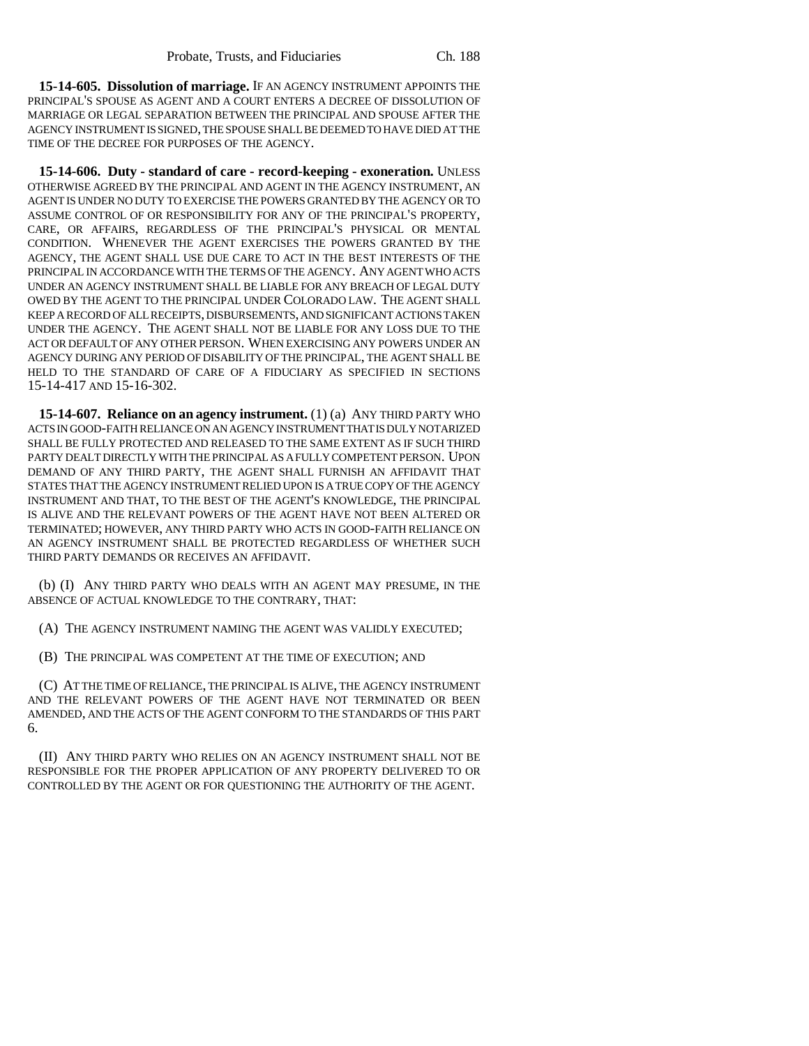**15-14-605. Dissolution of marriage.** IF AN AGENCY INSTRUMENT APPOINTS THE PRINCIPAL'S SPOUSE AS AGENT AND A COURT ENTERS A DECREE OF DISSOLUTION OF MARRIAGE OR LEGAL SEPARATION BETWEEN THE PRINCIPAL AND SPOUSE AFTER THE AGENCY INSTRUMENT IS SIGNED, THE SPOUSE SHALL BE DEEMED TO HAVE DIED AT THE TIME OF THE DECREE FOR PURPOSES OF THE AGENCY.

**15-14-606. Duty - standard of care - record-keeping - exoneration.** UNLESS OTHERWISE AGREED BY THE PRINCIPAL AND AGENT IN THE AGENCY INSTRUMENT, AN AGENT IS UNDER NO DUTY TO EXERCISE THE POWERS GRANTED BY THE AGENCY OR TO ASSUME CONTROL OF OR RESPONSIBILITY FOR ANY OF THE PRINCIPAL'S PROPERTY, CARE, OR AFFAIRS, REGARDLESS OF THE PRINCIPAL'S PHYSICAL OR MENTAL CONDITION. WHENEVER THE AGENT EXERCISES THE POWERS GRANTED BY THE AGENCY, THE AGENT SHALL USE DUE CARE TO ACT IN THE BEST INTERESTS OF THE PRINCIPAL IN ACCORDANCE WITH THE TERMS OF THE AGENCY. ANY AGENT WHO ACTS UNDER AN AGENCY INSTRUMENT SHALL BE LIABLE FOR ANY BREACH OF LEGAL DUTY OWED BY THE AGENT TO THE PRINCIPAL UNDER COLORADO LAW. THE AGENT SHALL KEEP A RECORD OF ALL RECEIPTS, DISBURSEMENTS, AND SIGNIFICANT ACTIONS TAKEN UNDER THE AGENCY. THE AGENT SHALL NOT BE LIABLE FOR ANY LOSS DUE TO THE ACT OR DEFAULT OF ANY OTHER PERSON. WHEN EXERCISING ANY POWERS UNDER AN AGENCY DURING ANY PERIOD OF DISABILITY OF THE PRINCIPAL, THE AGENT SHALL BE HELD TO THE STANDARD OF CARE OF A FIDUCIARY AS SPECIFIED IN SECTIONS 15-14-417 AND 15-16-302.

**15-14-607. Reliance on an agency instrument.** (1) (a) ANY THIRD PARTY WHO ACTS IN GOOD-FAITH RELIANCE ON AN AGENCY INSTRUMENT THAT IS DULY NOTARIZED SHALL BE FULLY PROTECTED AND RELEASED TO THE SAME EXTENT AS IF SUCH THIRD PARTY DEALT DIRECTLY WITH THE PRINCIPAL AS A FULLY COMPETENT PERSON. UPON DEMAND OF ANY THIRD PARTY, THE AGENT SHALL FURNISH AN AFFIDAVIT THAT STATES THAT THE AGENCY INSTRUMENT RELIED UPON IS A TRUE COPY OF THE AGENCY INSTRUMENT AND THAT, TO THE BEST OF THE AGENT'S KNOWLEDGE, THE PRINCIPAL IS ALIVE AND THE RELEVANT POWERS OF THE AGENT HAVE NOT BEEN ALTERED OR TERMINATED; HOWEVER, ANY THIRD PARTY WHO ACTS IN GOOD-FAITH RELIANCE ON AN AGENCY INSTRUMENT SHALL BE PROTECTED REGARDLESS OF WHETHER SUCH THIRD PARTY DEMANDS OR RECEIVES AN AFFIDAVIT.

(b) (I) ANY THIRD PARTY WHO DEALS WITH AN AGENT MAY PRESUME, IN THE ABSENCE OF ACTUAL KNOWLEDGE TO THE CONTRARY, THAT:

(A) THE AGENCY INSTRUMENT NAMING THE AGENT WAS VALIDLY EXECUTED;

(B) THE PRINCIPAL WAS COMPETENT AT THE TIME OF EXECUTION; AND

(C) AT THE TIME OF RELIANCE, THE PRINCIPAL IS ALIVE, THE AGENCY INSTRUMENT AND THE RELEVANT POWERS OF THE AGENT HAVE NOT TERMINATED OR BEEN AMENDED, AND THE ACTS OF THE AGENT CONFORM TO THE STANDARDS OF THIS PART 6.

(II) ANY THIRD PARTY WHO RELIES ON AN AGENCY INSTRUMENT SHALL NOT BE RESPONSIBLE FOR THE PROPER APPLICATION OF ANY PROPERTY DELIVERED TO OR CONTROLLED BY THE AGENT OR FOR QUESTIONING THE AUTHORITY OF THE AGENT.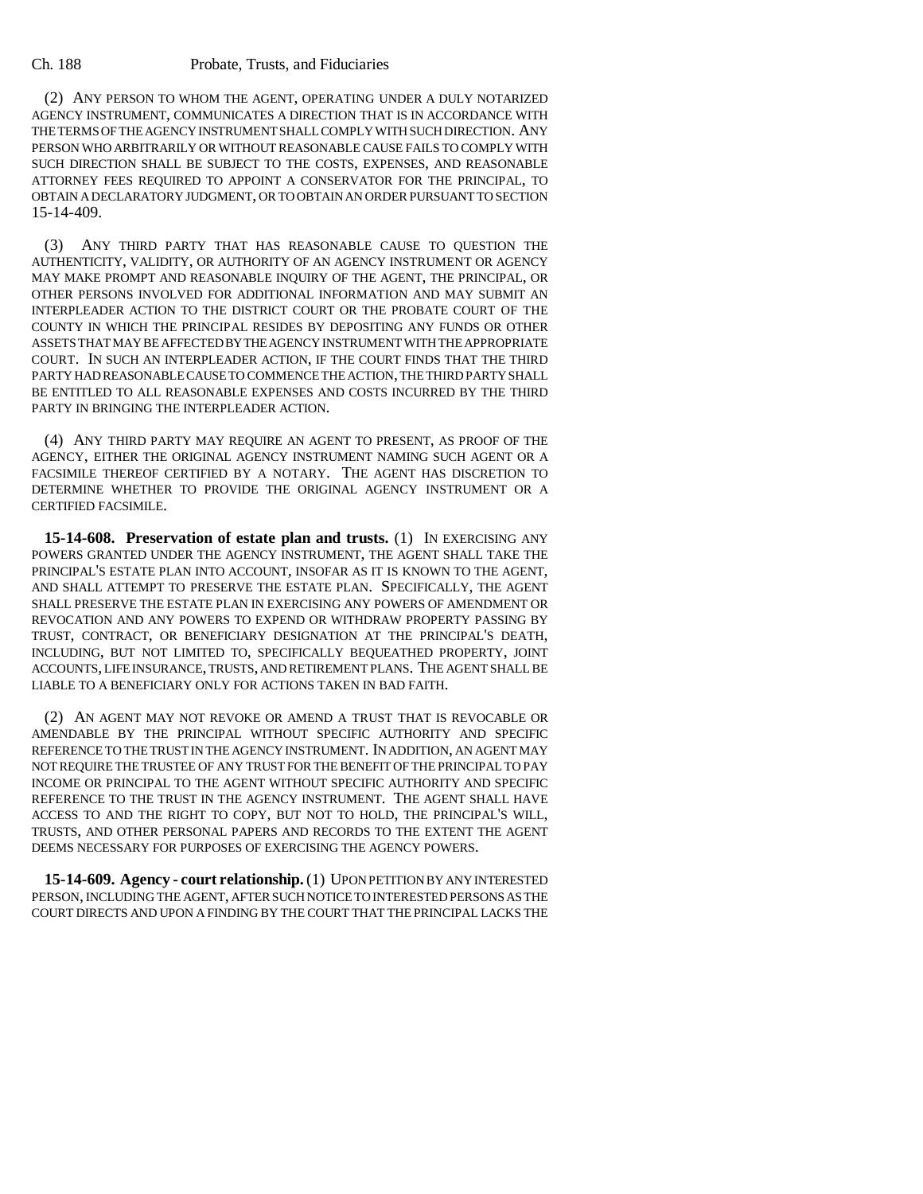(2) ANY PERSON TO WHOM THE AGENT, OPERATING UNDER A DULY NOTARIZED AGENCY INSTRUMENT, COMMUNICATES A DIRECTION THAT IS IN ACCORDANCE WITH THE TERMS OF THE AGENCY INSTRUMENT SHALL COMPLY WITH SUCH DIRECTION. ANY PERSON WHO ARBITRARILY OR WITHOUT REASONABLE CAUSE FAILS TO COMPLY WITH SUCH DIRECTION SHALL BE SUBJECT TO THE COSTS, EXPENSES, AND REASONABLE ATTORNEY FEES REQUIRED TO APPOINT A CONSERVATOR FOR THE PRINCIPAL, TO OBTAIN A DECLARATORY JUDGMENT, OR TO OBTAIN AN ORDER PURSUANT TO SECTION 15-14-409.

(3) ANY THIRD PARTY THAT HAS REASONABLE CAUSE TO QUESTION THE AUTHENTICITY, VALIDITY, OR AUTHORITY OF AN AGENCY INSTRUMENT OR AGENCY MAY MAKE PROMPT AND REASONABLE INQUIRY OF THE AGENT, THE PRINCIPAL, OR OTHER PERSONS INVOLVED FOR ADDITIONAL INFORMATION AND MAY SUBMIT AN INTERPLEADER ACTION TO THE DISTRICT COURT OR THE PROBATE COURT OF THE COUNTY IN WHICH THE PRINCIPAL RESIDES BY DEPOSITING ANY FUNDS OR OTHER ASSETS THAT MAY BE AFFECTED BY THE AGENCY INSTRUMENT WITH THE APPROPRIATE COURT. IN SUCH AN INTERPLEADER ACTION, IF THE COURT FINDS THAT THE THIRD PARTY HAD REASONABLE CAUSE TO COMMENCE THE ACTION, THE THIRD PARTY SHALL BE ENTITLED TO ALL REASONABLE EXPENSES AND COSTS INCURRED BY THE THIRD PARTY IN BRINGING THE INTERPLEADER ACTION.

(4) ANY THIRD PARTY MAY REQUIRE AN AGENT TO PRESENT, AS PROOF OF THE AGENCY, EITHER THE ORIGINAL AGENCY INSTRUMENT NAMING SUCH AGENT OR A FACSIMILE THEREOF CERTIFIED BY A NOTARY. THE AGENT HAS DISCRETION TO DETERMINE WHETHER TO PROVIDE THE ORIGINAL AGENCY INSTRUMENT OR A CERTIFIED FACSIMILE.

**15-14-608. Preservation of estate plan and trusts.** (1) IN EXERCISING ANY POWERS GRANTED UNDER THE AGENCY INSTRUMENT, THE AGENT SHALL TAKE THE PRINCIPAL'S ESTATE PLAN INTO ACCOUNT, INSOFAR AS IT IS KNOWN TO THE AGENT, AND SHALL ATTEMPT TO PRESERVE THE ESTATE PLAN. SPECIFICALLY, THE AGENT SHALL PRESERVE THE ESTATE PLAN IN EXERCISING ANY POWERS OF AMENDMENT OR REVOCATION AND ANY POWERS TO EXPEND OR WITHDRAW PROPERTY PASSING BY TRUST, CONTRACT, OR BENEFICIARY DESIGNATION AT THE PRINCIPAL'S DEATH, INCLUDING, BUT NOT LIMITED TO, SPECIFICALLY BEQUEATHED PROPERTY, JOINT ACCOUNTS, LIFE INSURANCE, TRUSTS, AND RETIREMENT PLANS. THE AGENT SHALL BE LIABLE TO A BENEFICIARY ONLY FOR ACTIONS TAKEN IN BAD FAITH.

(2) AN AGENT MAY NOT REVOKE OR AMEND A TRUST THAT IS REVOCABLE OR AMENDABLE BY THE PRINCIPAL WITHOUT SPECIFIC AUTHORITY AND SPECIFIC REFERENCE TO THE TRUST IN THE AGENCY INSTRUMENT. IN ADDITION, AN AGENT MAY NOT REQUIRE THE TRUSTEE OF ANY TRUST FOR THE BENEFIT OF THE PRINCIPAL TO PAY INCOME OR PRINCIPAL TO THE AGENT WITHOUT SPECIFIC AUTHORITY AND SPECIFIC REFERENCE TO THE TRUST IN THE AGENCY INSTRUMENT. THE AGENT SHALL HAVE ACCESS TO AND THE RIGHT TO COPY, BUT NOT TO HOLD, THE PRINCIPAL'S WILL, TRUSTS, AND OTHER PERSONAL PAPERS AND RECORDS TO THE EXTENT THE AGENT DEEMS NECESSARY FOR PURPOSES OF EXERCISING THE AGENCY POWERS.

**15-14-609. Agency - court relationship.** (1) UPON PETITION BY ANY INTERESTED PERSON, INCLUDING THE AGENT, AFTER SUCH NOTICE TO INTERESTED PERSONS AS THE COURT DIRECTS AND UPON A FINDING BY THE COURT THAT THE PRINCIPAL LACKS THE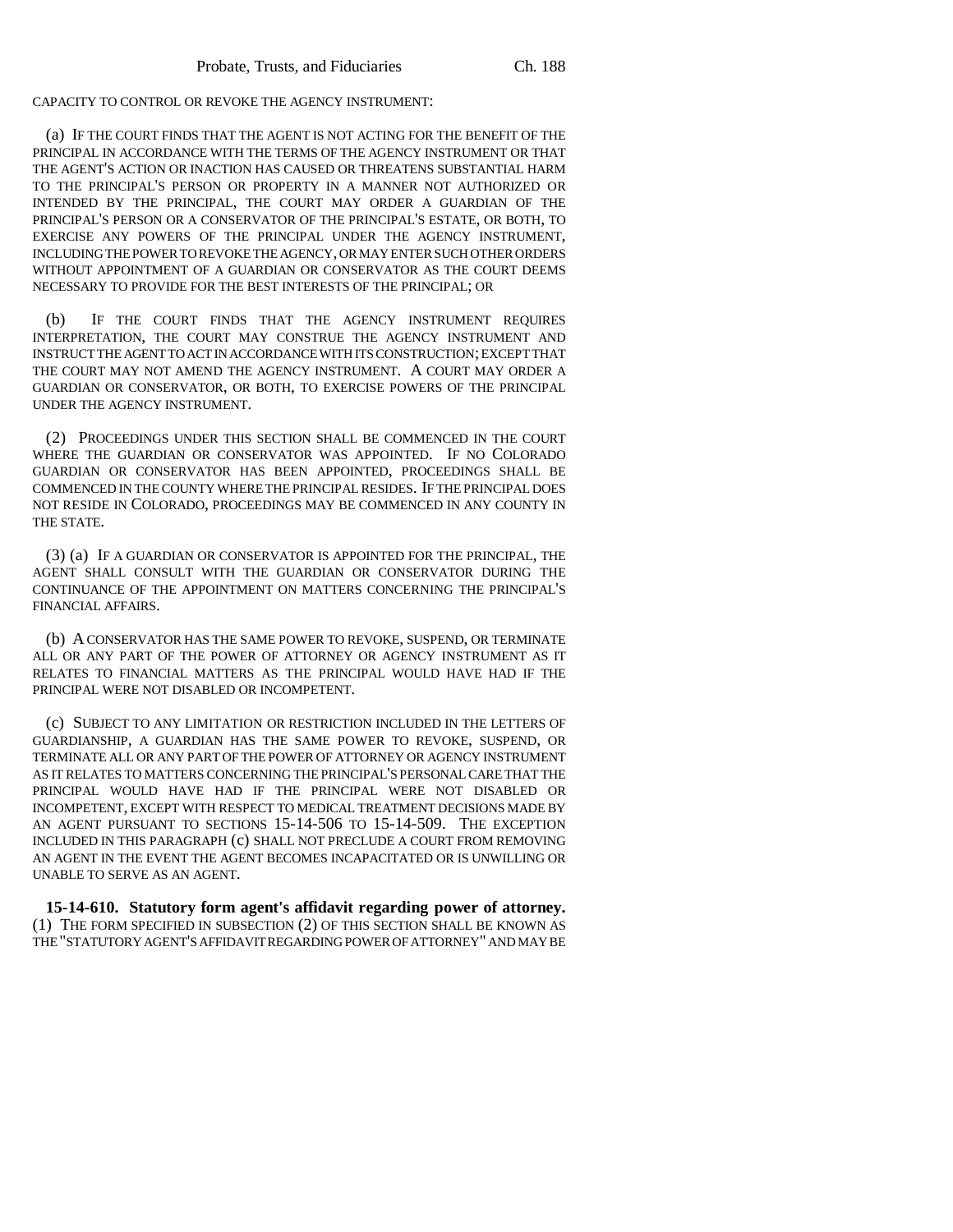CAPACITY TO CONTROL OR REVOKE THE AGENCY INSTRUMENT:

(a) IF THE COURT FINDS THAT THE AGENT IS NOT ACTING FOR THE BENEFIT OF THE PRINCIPAL IN ACCORDANCE WITH THE TERMS OF THE AGENCY INSTRUMENT OR THAT THE AGENT'S ACTION OR INACTION HAS CAUSED OR THREATENS SUBSTANTIAL HARM TO THE PRINCIPAL'S PERSON OR PROPERTY IN A MANNER NOT AUTHORIZED OR INTENDED BY THE PRINCIPAL, THE COURT MAY ORDER A GUARDIAN OF THE PRINCIPAL'S PERSON OR A CONSERVATOR OF THE PRINCIPAL'S ESTATE, OR BOTH, TO EXERCISE ANY POWERS OF THE PRINCIPAL UNDER THE AGENCY INSTRUMENT, INCLUDING THE POWER TO REVOKE THE AGENCY, OR MAY ENTER SUCH OTHER ORDERS WITHOUT APPOINTMENT OF A GUARDIAN OR CONSERVATOR AS THE COURT DEEMS NECESSARY TO PROVIDE FOR THE BEST INTERESTS OF THE PRINCIPAL; OR

(b) IF THE COURT FINDS THAT THE AGENCY INSTRUMENT REQUIRES INTERPRETATION, THE COURT MAY CONSTRUE THE AGENCY INSTRUMENT AND INSTRUCT THE AGENT TO ACT IN ACCORDANCE WITH ITS CONSTRUCTION; EXCEPT THAT THE COURT MAY NOT AMEND THE AGENCY INSTRUMENT. A COURT MAY ORDER A GUARDIAN OR CONSERVATOR, OR BOTH, TO EXERCISE POWERS OF THE PRINCIPAL UNDER THE AGENCY INSTRUMENT.

(2) PROCEEDINGS UNDER THIS SECTION SHALL BE COMMENCED IN THE COURT WHERE THE GUARDIAN OR CONSERVATOR WAS APPOINTED. IF NO COLORADO GUARDIAN OR CONSERVATOR HAS BEEN APPOINTED, PROCEEDINGS SHALL BE COMMENCED IN THE COUNTY WHERE THE PRINCIPAL RESIDES. IF THE PRINCIPAL DOES NOT RESIDE IN COLORADO, PROCEEDINGS MAY BE COMMENCED IN ANY COUNTY IN THE STATE.

(3) (a) IF A GUARDIAN OR CONSERVATOR IS APPOINTED FOR THE PRINCIPAL, THE AGENT SHALL CONSULT WITH THE GUARDIAN OR CONSERVATOR DURING THE CONTINUANCE OF THE APPOINTMENT ON MATTERS CONCERNING THE PRINCIPAL'S FINANCIAL AFFAIRS.

(b) A CONSERVATOR HAS THE SAME POWER TO REVOKE, SUSPEND, OR TERMINATE ALL OR ANY PART OF THE POWER OF ATTORNEY OR AGENCY INSTRUMENT AS IT RELATES TO FINANCIAL MATTERS AS THE PRINCIPAL WOULD HAVE HAD IF THE PRINCIPAL WERE NOT DISABLED OR INCOMPETENT.

(c) SUBJECT TO ANY LIMITATION OR RESTRICTION INCLUDED IN THE LETTERS OF GUARDIANSHIP, A GUARDIAN HAS THE SAME POWER TO REVOKE, SUSPEND, OR TERMINATE ALL OR ANY PART OF THE POWER OF ATTORNEY OR AGENCY INSTRUMENT AS IT RELATES TO MATTERS CONCERNING THE PRINCIPAL'S PERSONAL CARE THAT THE PRINCIPAL WOULD HAVE HAD IF THE PRINCIPAL WERE NOT DISABLED OR INCOMPETENT, EXCEPT WITH RESPECT TO MEDICAL TREATMENT DECISIONS MADE BY AN AGENT PURSUANT TO SECTIONS 15-14-506 TO 15-14-509. THE EXCEPTION INCLUDED IN THIS PARAGRAPH (c) SHALL NOT PRECLUDE A COURT FROM REMOVING AN AGENT IN THE EVENT THE AGENT BECOMES INCAPACITATED OR IS UNWILLING OR UNABLE TO SERVE AS AN AGENT.

**15-14-610. Statutory form agent's affidavit regarding power of attorney.** (1) THE FORM SPECIFIED IN SUBSECTION (2) OF THIS SECTION SHALL BE KNOWN AS THE "STATUTORY AGENT'S AFFIDAVIT REGARDING POWER OF ATTORNEY" AND MAY BE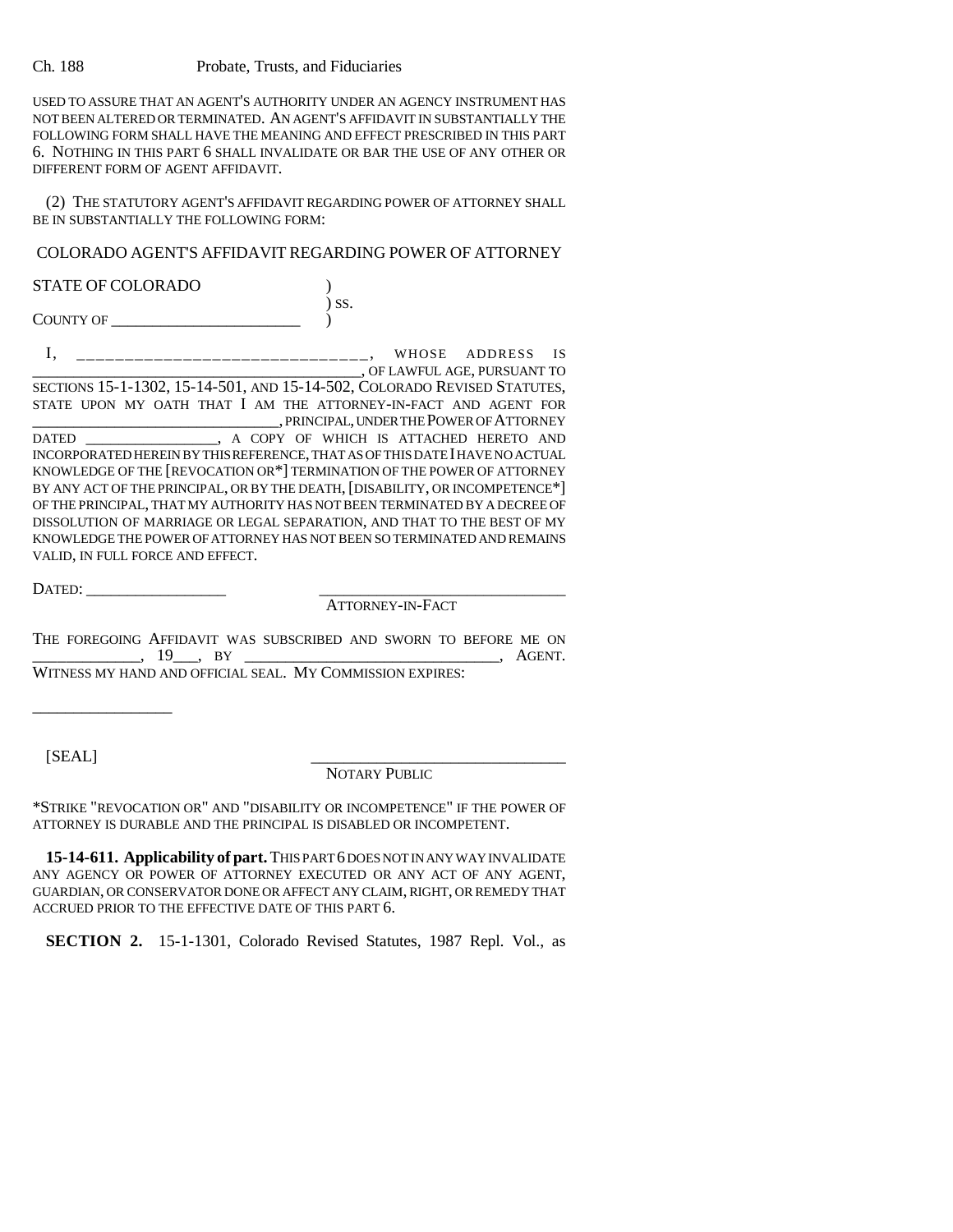USED TO ASSURE THAT AN AGENT'S AUTHORITY UNDER AN AGENCY INSTRUMENT HAS NOT BEEN ALTERED OR TERMINATED. AN AGENT'S AFFIDAVIT IN SUBSTANTIALLY THE FOLLOWING FORM SHALL HAVE THE MEANING AND EFFECT PRESCRIBED IN THIS PART 6. NOTHING IN THIS PART 6 SHALL INVALIDATE OR BAR THE USE OF ANY OTHER OR DIFFERENT FORM OF AGENT AFFIDAVIT.

(2) THE STATUTORY AGENT'S AFFIDAVIT REGARDING POWER OF ATTORNEY SHALL BE IN SUBSTANTIALLY THE FOLLOWING FORM:

COLORADO AGENT'S AFFIDAVIT REGARDING POWER OF ATTORNEY

STATE OF COLORADO )
) SS.
COUNTY OF ________________________ )

I, ______________________________, WHOSE ADDRESS IS ________________________________________, OF LAWFUL AGE, PURSUANT TO SECTIONS 15-1-1302, 15-14-501, AND 15-14-502, COLORADO REVISED STATUTES, STATE UPON MY OATH THAT I AM THE ATTORNEY-IN-FACT AND AGENT FOR ________________________________, PRINCIPAL, UNDER THE POWER OF ATTORNEY DATED _________________, A COPY OF WHICH IS ATTACHED HERETO AND INCORPORATED HEREIN BY THIS REFERENCE, THAT AS OF THIS DATE I HAVE NO ACTUAL KNOWLEDGE OF THE [REVOCATION OR*] TERMINATION OF THE POWER OF ATTORNEY BY ANY ACT OF THE PRINCIPAL, OR BY THE DEATH, [DISABILITY, OR INCOMPETENCE*] OF THE PRINCIPAL, THAT MY AUTHORITY HAS NOT BEEN TERMINATED BY A DECREE OF DISSOLUTION OF MARRIAGE OR LEGAL SEPARATION, AND THAT TO THE BEST OF MY KNOWLEDGE THE POWER OF ATTORNEY HAS NOT BEEN SO TERMINATED AND REMAINS VALID, IN FULL FORCE AND EFFECT.

DATED: _________________ ______________________________
ATTORNEY-IN-FACT

THE FOREGOING AFFIDAVIT WAS SUBSCRIBED AND SWORN TO BEFORE ME ON _____________, 19___, BY _______________________________, AGENT. WITNESS MY HAND AND OFFICIAL SEAL. MY COMMISSION EXPIRES:

_________________

[SEAL] ______________________________
NOTARY PUBLIC

*STRIKE "REVOCATION OR" AND "DISABILITY OR INCOMPETENCE" IF THE POWER OF ATTORNEY IS DURABLE AND THE PRINCIPAL IS DISABLED OR INCOMPETENT.

**15-14-611. Applicability of part.** THIS PART 6 DOES NOT IN ANY WAY INVALIDATE ANY AGENCY OR POWER OF ATTORNEY EXECUTED OR ANY ACT OF ANY AGENT, GUARDIAN, OR CONSERVATOR DONE OR AFFECT ANY CLAIM, RIGHT, OR REMEDY THAT ACCRUED PRIOR TO THE EFFECTIVE DATE OF THIS PART 6.

**SECTION 2.** 15-1-1301, Colorado Revised Statutes, 1987 Repl. Vol., as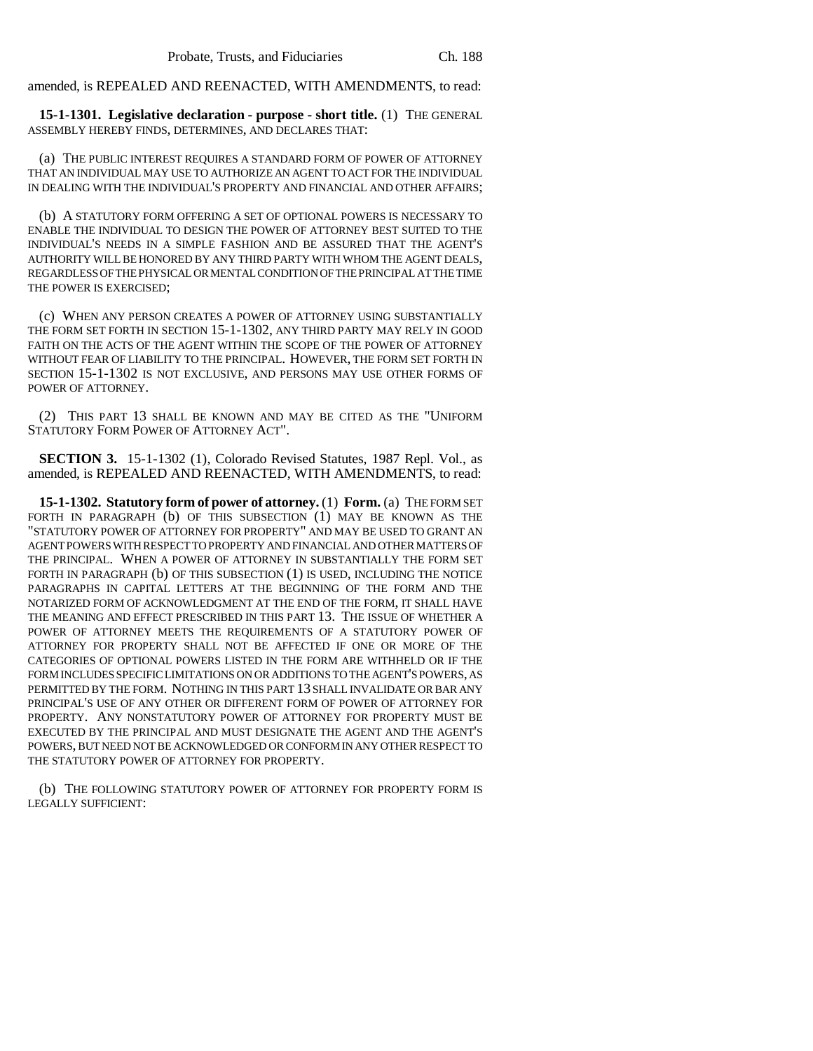amended, is REPEALED AND REENACTED, WITH AMENDMENTS, to read:

**15-1-1301. Legislative declaration - purpose - short title.** (1) THE GENERAL ASSEMBLY HEREBY FINDS, DETERMINES, AND DECLARES THAT:

(a) THE PUBLIC INTEREST REQUIRES A STANDARD FORM OF POWER OF ATTORNEY THAT AN INDIVIDUAL MAY USE TO AUTHORIZE AN AGENT TO ACT FOR THE INDIVIDUAL IN DEALING WITH THE INDIVIDUAL'S PROPERTY AND FINANCIAL AND OTHER AFFAIRS;

(b) A STATUTORY FORM OFFERING A SET OF OPTIONAL POWERS IS NECESSARY TO ENABLE THE INDIVIDUAL TO DESIGN THE POWER OF ATTORNEY BEST SUITED TO THE INDIVIDUAL'S NEEDS IN A SIMPLE FASHION AND BE ASSURED THAT THE AGENT'S AUTHORITY WILL BE HONORED BY ANY THIRD PARTY WITH WHOM THE AGENT DEALS, REGARDLESS OF THE PHYSICAL OR MENTAL CONDITION OF THE PRINCIPAL AT THE TIME THE POWER IS EXERCISED;

(c) WHEN ANY PERSON CREATES A POWER OF ATTORNEY USING SUBSTANTIALLY THE FORM SET FORTH IN SECTION 15-1-1302, ANY THIRD PARTY MAY RELY IN GOOD FAITH ON THE ACTS OF THE AGENT WITHIN THE SCOPE OF THE POWER OF ATTORNEY WITHOUT FEAR OF LIABILITY TO THE PRINCIPAL. HOWEVER, THE FORM SET FORTH IN SECTION 15-1-1302 IS NOT EXCLUSIVE, AND PERSONS MAY USE OTHER FORMS OF POWER OF ATTORNEY.

(2) THIS PART 13 SHALL BE KNOWN AND MAY BE CITED AS THE "UNIFORM STATUTORY FORM POWER OF ATTORNEY ACT".

**SECTION 3.** 15-1-1302 (1), Colorado Revised Statutes, 1987 Repl. Vol., as amended, is REPEALED AND REENACTED, WITH AMENDMENTS, to read:

**15-1-1302. Statutory form of power of attorney.** (1) **Form.** (a) THE FORM SET FORTH IN PARAGRAPH (b) OF THIS SUBSECTION (1) MAY BE KNOWN AS THE "STATUTORY POWER OF ATTORNEY FOR PROPERTY" AND MAY BE USED TO GRANT AN AGENT POWERS WITH RESPECT TO PROPERTY AND FINANCIAL AND OTHER MATTERS OF THE PRINCIPAL. WHEN A POWER OF ATTORNEY IN SUBSTANTIALLY THE FORM SET FORTH IN PARAGRAPH (b) OF THIS SUBSECTION (1) IS USED, INCLUDING THE NOTICE PARAGRAPHS IN CAPITAL LETTERS AT THE BEGINNING OF THE FORM AND THE NOTARIZED FORM OF ACKNOWLEDGMENT AT THE END OF THE FORM, IT SHALL HAVE THE MEANING AND EFFECT PRESCRIBED IN THIS PART 13. THE ISSUE OF WHETHER A POWER OF ATTORNEY MEETS THE REQUIREMENTS OF A STATUTORY POWER OF ATTORNEY FOR PROPERTY SHALL NOT BE AFFECTED IF ONE OR MORE OF THE CATEGORIES OF OPTIONAL POWERS LISTED IN THE FORM ARE WITHHELD OR IF THE FORM INCLUDES SPECIFIC LIMITATIONS ON OR ADDITIONS TO THE AGENT'S POWERS, AS PERMITTED BY THE FORM. NOTHING IN THIS PART 13 SHALL INVALIDATE OR BAR ANY PRINCIPAL'S USE OF ANY OTHER OR DIFFERENT FORM OF POWER OF ATTORNEY FOR PROPERTY. ANY NONSTATUTORY POWER OF ATTORNEY FOR PROPERTY MUST BE EXECUTED BY THE PRINCIPAL AND MUST DESIGNATE THE AGENT AND THE AGENT'S POWERS, BUT NEED NOT BE ACKNOWLEDGED OR CONFORM IN ANY OTHER RESPECT TO THE STATUTORY POWER OF ATTORNEY FOR PROPERTY.

(b) THE FOLLOWING STATUTORY POWER OF ATTORNEY FOR PROPERTY FORM IS LEGALLY SUFFICIENT: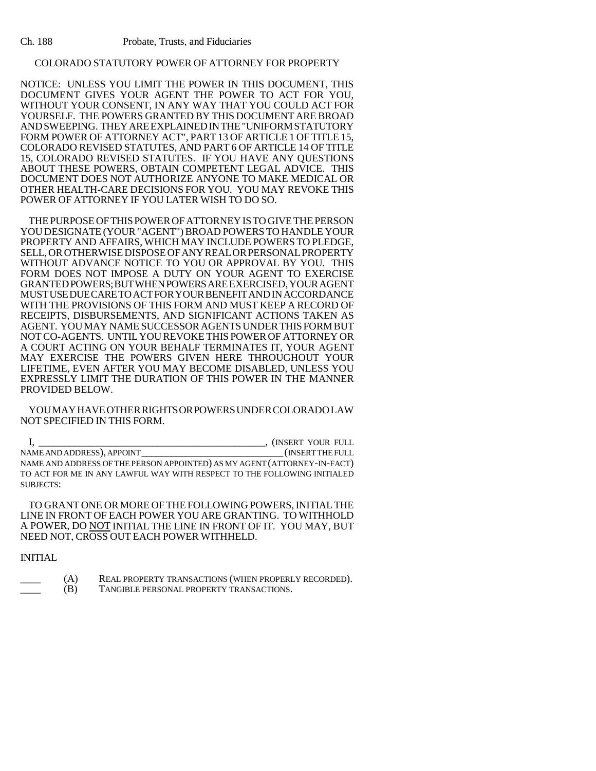COLORADO STATUTORY POWER OF ATTORNEY FOR PROPERTY

NOTICE: UNLESS YOU LIMIT THE POWER IN THIS DOCUMENT, THIS DOCUMENT GIVES YOUR AGENT THE POWER TO ACT FOR YOU, WITHOUT YOUR CONSENT, IN ANY WAY THAT YOU COULD ACT FOR YOURSELF. THE POWERS GRANTED BY THIS DOCUMENT ARE BROAD AND SWEEPING. THEY ARE EXPLAINED IN THE "UNIFORM STATUTORY FORM POWER OF ATTORNEY ACT", PART 13 OF ARTICLE 1 OF TITLE 15, COLORADO REVISED STATUTES, AND PART 6 OF ARTICLE 14 OF TITLE 15, COLORADO REVISED STATUTES. IF YOU HAVE ANY QUESTIONS ABOUT THESE POWERS, OBTAIN COMPETENT LEGAL ADVICE. THIS DOCUMENT DOES NOT AUTHORIZE ANYONE TO MAKE MEDICAL OR OTHER HEALTH-CARE DECISIONS FOR YOU. YOU MAY REVOKE THIS POWER OF ATTORNEY IF YOU LATER WISH TO DO SO.

THE PURPOSE OF THIS POWER OF ATTORNEY IS TO GIVE THE PERSON YOU DESIGNATE (YOUR "AGENT") BROAD POWERS TO HANDLE YOUR PROPERTY AND AFFAIRS, WHICH MAY INCLUDE POWERS TO PLEDGE, SELL, OR OTHERWISE DISPOSE OF ANY REAL OR PERSONAL PROPERTY WITHOUT ADVANCE NOTICE TO YOU OR APPROVAL BY YOU. THIS FORM DOES NOT IMPOSE A DUTY ON YOUR AGENT TO EXERCISE GRANTED POWERS; BUT WHEN POWERS ARE EXERCISED, YOUR AGENT MUST USE DUE CARE TO ACT FOR YOUR BENEFIT AND IN ACCORDANCE WITH THE PROVISIONS OF THIS FORM AND MUST KEEP A RECORD OF RECEIPTS, DISBURSEMENTS, AND SIGNIFICANT ACTIONS TAKEN AS AGENT. YOU MAY NAME SUCCESSOR AGENTS UNDER THIS FORM BUT NOT CO-AGENTS. UNTIL YOU REVOKE THIS POWER OF ATTORNEY OR A COURT ACTING ON YOUR BEHALF TERMINATES IT, YOUR AGENT MAY EXERCISE THE POWERS GIVEN HERE THROUGHOUT YOUR LIFETIME, EVEN AFTER YOU MAY BECOME DISABLED, UNLESS YOU EXPRESSLY LIMIT THE DURATION OF THIS POWER IN THE MANNER PROVIDED BELOW.

YOU MAY HAVE OTHER RIGHTS OR POWERS UNDER COLORADO LAW NOT SPECIFIED IN THIS FORM.

I, ______________________________________________, (INSERT YOUR FULL NAME AND ADDRESS), APPOINT ____________________________ (INSERT THE FULL NAME AND ADDRESS OF THE PERSON APPOINTED) AS MY AGENT (ATTORNEY-IN-FACT) TO ACT FOR ME IN ANY LAWFUL WAY WITH RESPECT TO THE FOLLOWING INITIALED SUBJECTS:

TO GRANT ONE OR MORE OF THE FOLLOWING POWERS, INITIAL THE LINE IN FRONT OF EACH POWER YOU ARE GRANTING. TO WITHHOLD A POWER, DO NOT INITIAL THE LINE IN FRONT OF IT. YOU MAY, BUT NEED NOT, CROSS OUT EACH POWER WITHHELD.

INITIAL

____ (A) REAL PROPERTY TRANSACTIONS (WHEN PROPERLY RECORDED).
____ (B) TANGIBLE PERSONAL PROPERTY TRANSACTIONS.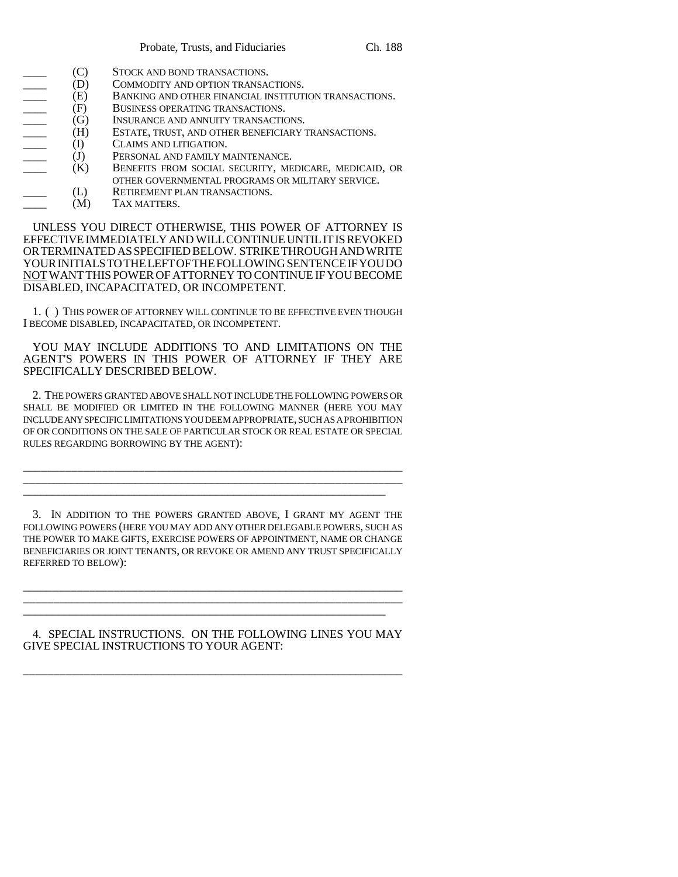____ (C) STOCK AND BOND TRANSACTIONS.
____ (D) COMMODITY AND OPTION TRANSACTIONS.
____ (E) BANKING AND OTHER FINANCIAL INSTITUTION TRANSACTIONS.
____ (F) BUSINESS OPERATING TRANSACTIONS.
____ (G) INSURANCE AND ANNUITY TRANSACTIONS.
____ (H) ESTATE, TRUST, AND OTHER BENEFICIARY TRANSACTIONS.
____ (I) CLAIMS AND LITIGATION.
____ (J) PERSONAL AND FAMILY MAINTENANCE.
____ (K) BENEFITS FROM SOCIAL SECURITY, MEDICARE, MEDICAID, OR OTHER GOVERNMENTAL PROGRAMS OR MILITARY SERVICE.
____ (L) RETIREMENT PLAN TRANSACTIONS.
____ (M) TAX MATTERS.

UNLESS YOU DIRECT OTHERWISE, THIS POWER OF ATTORNEY IS EFFECTIVE IMMEDIATELY AND WILL CONTINUE UNTIL IT IS REVOKED OR TERMINATED AS SPECIFIED BELOW. STRIKE THROUGH AND WRITE YOUR INITIALS TO THE LEFT OF THE FOLLOWING SENTENCE IF YOU DO NOT WANT THIS POWER OF ATTORNEY TO CONTINUE IF YOU BECOME DISABLED, INCAPACITATED, OR INCOMPETENT.

1. ( ) THIS POWER OF ATTORNEY WILL CONTINUE TO BE EFFECTIVE EVEN THOUGH I BECOME DISABLED, INCAPACITATED, OR INCOMPETENT.

YOU MAY INCLUDE ADDITIONS TO AND LIMITATIONS ON THE AGENT'S POWERS IN THIS POWER OF ATTORNEY IF THEY ARE SPECIFICALLY DESCRIBED BELOW.

2. THE POWERS GRANTED ABOVE SHALL NOT INCLUDE THE FOLLOWING POWERS OR SHALL BE MODIFIED OR LIMITED IN THE FOLLOWING MANNER (HERE YOU MAY INCLUDE ANY SPECIFIC LIMITATIONS YOU DEEM APPROPRIATE, SUCH AS A PROHIBITION OF OR CONDITIONS ON THE SALE OF PARTICULAR STOCK OR REAL ESTATE OR SPECIAL RULES REGARDING BORROWING BY THE AGENT):

______________________________________________________________
______________________________________________________________
______________________________________________________________

3. IN ADDITION TO THE POWERS GRANTED ABOVE, I GRANT MY AGENT THE FOLLOWING POWERS (HERE YOU MAY ADD ANY OTHER DELEGABLE POWERS, SUCH AS THE POWER TO MAKE GIFTS, EXERCISE POWERS OF APPOINTMENT, NAME OR CHANGE BENEFICIARIES OR JOINT TENANTS, OR REVOKE OR AMEND ANY TRUST SPECIFICALLY REFERRED TO BELOW):

______________________________________________________________
______________________________________________________________
______________________________________________________________

4. SPECIAL INSTRUCTIONS. ON THE FOLLOWING LINES YOU MAY GIVE SPECIAL INSTRUCTIONS TO YOUR AGENT:

______________________________________________________________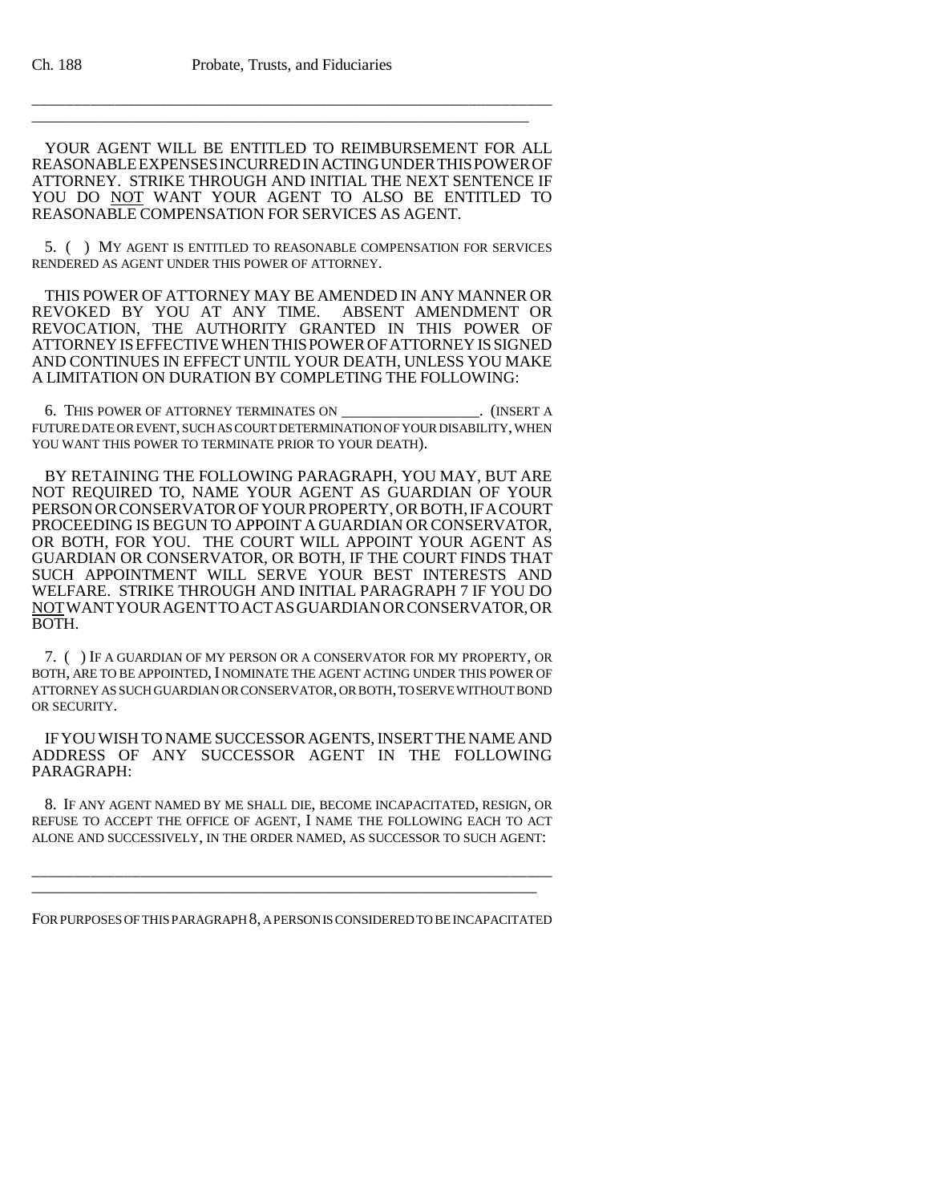\_\_\_\_\_\_\_\_\_\_\_\_\_\_\_\_\_\_\_\_\_\_\_\_\_\_\_\_\_\_\_\_\_\_\_\_\_\_\_\_\_\_\_\_\_\_\_\_\_\_\_\_\_\_\_\_\_\_\_\_\_\_\_\_\_\_
\_\_\_\_\_\_\_\_\_\_\_\_\_\_\_\_\_\_\_\_\_\_\_\_\_\_\_\_\_\_\_\_\_\_\_\_\_\_\_\_\_\_\_\_\_\_\_\_\_\_\_\_\_\_\_\_\_\_\_\_\_\_\_\_

YOUR AGENT WILL BE ENTITLED TO REIMBURSEMENT FOR ALL REASONABLE EXPENSES INCURRED IN ACTING UNDER THIS POWER OF ATTORNEY. STRIKE THROUGH AND INITIAL THE NEXT SENTENCE IF YOU DO <u>NOT</u> WANT YOUR AGENT TO ALSO BE ENTITLED TO REASONABLE COMPENSATION FOR SERVICES AS AGENT.

5. ( ) MY AGENT IS ENTITLED TO REASONABLE COMPENSATION FOR SERVICES RENDERED AS AGENT UNDER THIS POWER OF ATTORNEY.

THIS POWER OF ATTORNEY MAY BE AMENDED IN ANY MANNER OR REVOKED BY YOU AT ANY TIME. ABSENT AMENDMENT OR REVOCATION, THE AUTHORITY GRANTED IN THIS POWER OF ATTORNEY IS EFFECTIVE WHEN THIS POWER OF ATTORNEY IS SIGNED AND CONTINUES IN EFFECT UNTIL YOUR DEATH, UNLESS YOU MAKE A LIMITATION ON DURATION BY COMPLETING THE FOLLOWING:

6. THIS POWER OF ATTORNEY TERMINATES ON \_\_\_\_\_\_\_\_\_\_\_\_\_\_\_\_\_\_\_. (INSERT A FUTURE DATE OR EVENT, SUCH AS COURT DETERMINATION OF YOUR DISABILITY, WHEN YOU WANT THIS POWER TO TERMINATE PRIOR TO YOUR DEATH).

BY RETAINING THE FOLLOWING PARAGRAPH, YOU MAY, BUT ARE NOT REQUIRED TO, NAME YOUR AGENT AS GUARDIAN OF YOUR PERSON OR CONSERVATOR OF YOUR PROPERTY, OR BOTH, IF A COURT PROCEEDING IS BEGUN TO APPOINT A GUARDIAN OR CONSERVATOR, OR BOTH, FOR YOU. THE COURT WILL APPOINT YOUR AGENT AS GUARDIAN OR CONSERVATOR, OR BOTH, IF THE COURT FINDS THAT SUCH APPOINTMENT WILL SERVE YOUR BEST INTERESTS AND WELFARE. STRIKE THROUGH AND INITIAL PARAGRAPH 7 IF YOU DO <u>NOT</u> WANT YOUR AGENT TO ACT AS GUARDIAN OR CONSERVATOR, OR BOTH.

7. ( ) IF A GUARDIAN OF MY PERSON OR A CONSERVATOR FOR MY PROPERTY, OR BOTH, ARE TO BE APPOINTED, I NOMINATE THE AGENT ACTING UNDER THIS POWER OF ATTORNEY AS SUCH GUARDIAN OR CONSERVATOR, OR BOTH, TO SERVE WITHOUT BOND OR SECURITY.

IF YOU WISH TO NAME SUCCESSOR AGENTS, INSERT THE NAME AND ADDRESS OF ANY SUCCESSOR AGENT IN THE FOLLOWING PARAGRAPH:

8. IF ANY AGENT NAMED BY ME SHALL DIE, BECOME INCAPACITATED, RESIGN, OR REFUSE TO ACCEPT THE OFFICE OF AGENT, I NAME THE FOLLOWING EACH TO ACT ALONE AND SUCCESSIVELY, IN THE ORDER NAMED, AS SUCCESSOR TO SUCH AGENT:

\_\_\_\_\_\_\_\_\_\_\_\_\_\_\_\_\_\_\_\_\_\_\_\_\_\_\_\_\_\_\_\_\_\_\_\_\_\_\_\_\_\_\_\_\_\_\_\_\_\_\_\_\_\_\_\_\_\_\_\_\_\_\_\_\_\_
\_\_\_\_\_\_\_\_\_\_\_\_\_\_\_\_\_\_\_\_\_\_\_\_\_\_\_\_\_\_\_\_\_\_\_\_\_\_\_\_\_\_\_\_\_\_\_\_\_\_\_\_\_\_\_\_\_\_\_\_\_\_\_\_

FOR PURPOSES OF THIS PARAGRAPH 8, A PERSON IS CONSIDERED TO BE INCAPACITATED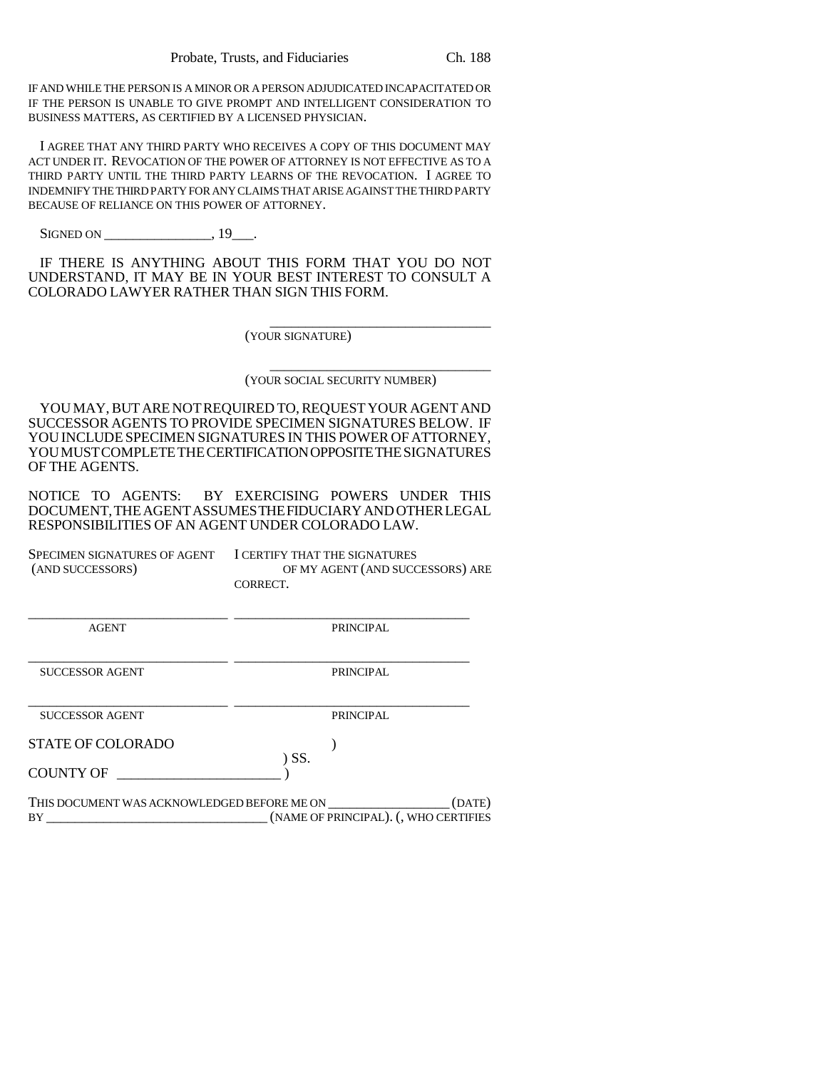IF AND WHILE THE PERSON IS A MINOR OR A PERSON ADJUDICATED INCAPACITATED OR IF THE PERSON IS UNABLE TO GIVE PROMPT AND INTELLIGENT CONSIDERATION TO BUSINESS MATTERS, AS CERTIFIED BY A LICENSED PHYSICIAN.

I AGREE THAT ANY THIRD PARTY WHO RECEIVES A COPY OF THIS DOCUMENT MAY ACT UNDER IT. REVOCATION OF THE POWER OF ATTORNEY IS NOT EFFECTIVE AS TO A THIRD PARTY UNTIL THE THIRD PARTY LEARNS OF THE REVOCATION. I AGREE TO INDEMNIFY THE THIRD PARTY FOR ANY CLAIMS THAT ARISE AGAINST THE THIRD PARTY BECAUSE OF RELIANCE ON THIS POWER OF ATTORNEY.

SIGNED ON ________________, 19___.

IF THERE IS ANYTHING ABOUT THIS FORM THAT YOU DO NOT UNDERSTAND, IT MAY BE IN YOUR BEST INTEREST TO CONSULT A COLORADO LAWYER RATHER THAN SIGN THIS FORM.

________________________________
(YOUR SIGNATURE)

________________________________
(YOUR SOCIAL SECURITY NUMBER)

YOU MAY, BUT ARE NOT REQUIRED TO, REQUEST YOUR AGENT AND SUCCESSOR AGENTS TO PROVIDE SPECIMEN SIGNATURES BELOW. IF YOU INCLUDE SPECIMEN SIGNATURES IN THIS POWER OF ATTORNEY, YOU MUST COMPLETE THE CERTIFICATION OPPOSITE THE SIGNATURES OF THE AGENTS.

NOTICE TO AGENTS: BY EXERCISING POWERS UNDER THIS DOCUMENT, THE AGENT ASSUMES THE FIDUCIARY AND OTHER LEGAL RESPONSIBILITIES OF AN AGENT UNDER COLORADO LAW.

| SPECIMEN SIGNATURES OF AGENT (AND SUCCESSORS) | I CERTIFY THAT THE SIGNATURES OF MY AGENT (AND SUCCESSORS) ARE CORRECT. |
|---|---|
| ______________________________ | ______________________________ |
| AGENT | PRINCIPAL |
| ______________________________ | ______________________________ |
| SUCCESSOR AGENT | PRINCIPAL |
| ______________________________ | ______________________________ |
| SUCCESSOR AGENT | PRINCIPAL |

STATE OF COLORADO )
) SS.
COUNTY OF ________________________ )

THIS DOCUMENT WAS ACKNOWLEDGED BEFORE ME ON __________________ (DATE) BY _________________________________ (NAME OF PRINCIPAL). (, WHO CERTIFIES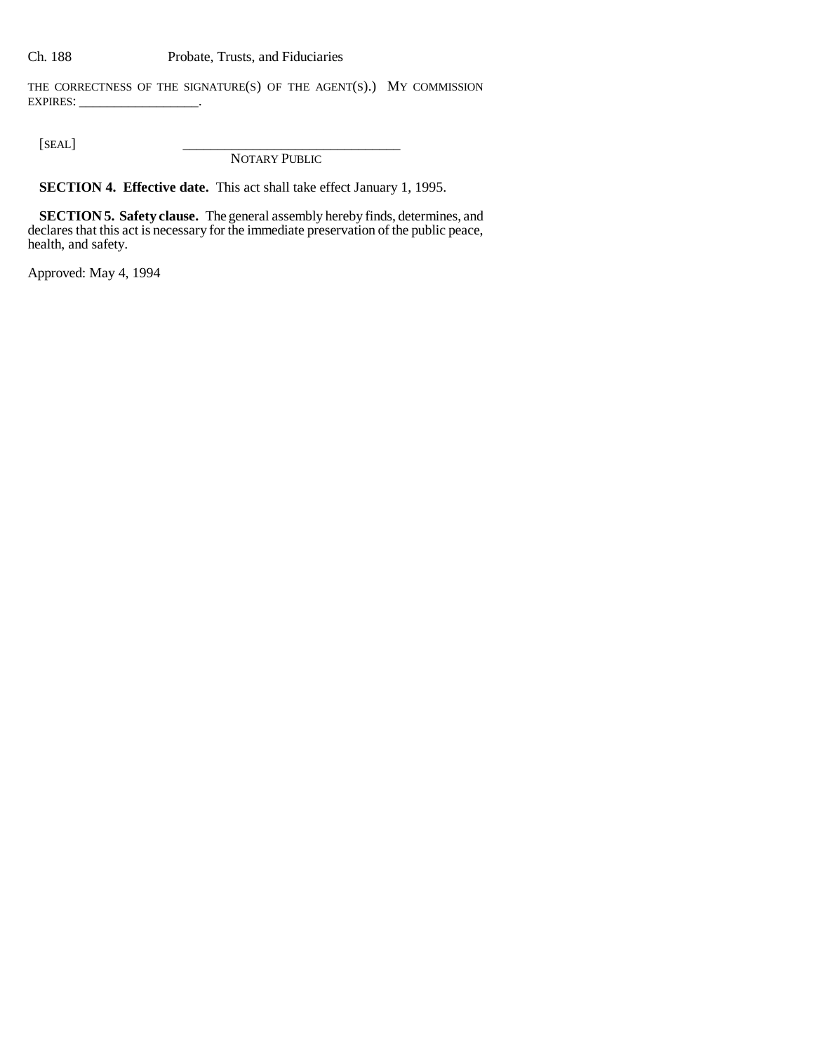THE CORRECTNESS OF THE SIGNATURE(S) OF THE AGENT(S).) MY COMMISSION EXPIRES: ________________.

[SEAL] ______________________________

NOTARY PUBLIC

**SECTION 4. Effective date.** This act shall take effect January 1, 1995.

**SECTION 5. Safety clause.** The general assembly hereby finds, determines, and declares that this act is necessary for the immediate preservation of the public peace, health, and safety.

Approved: May 4, 1994